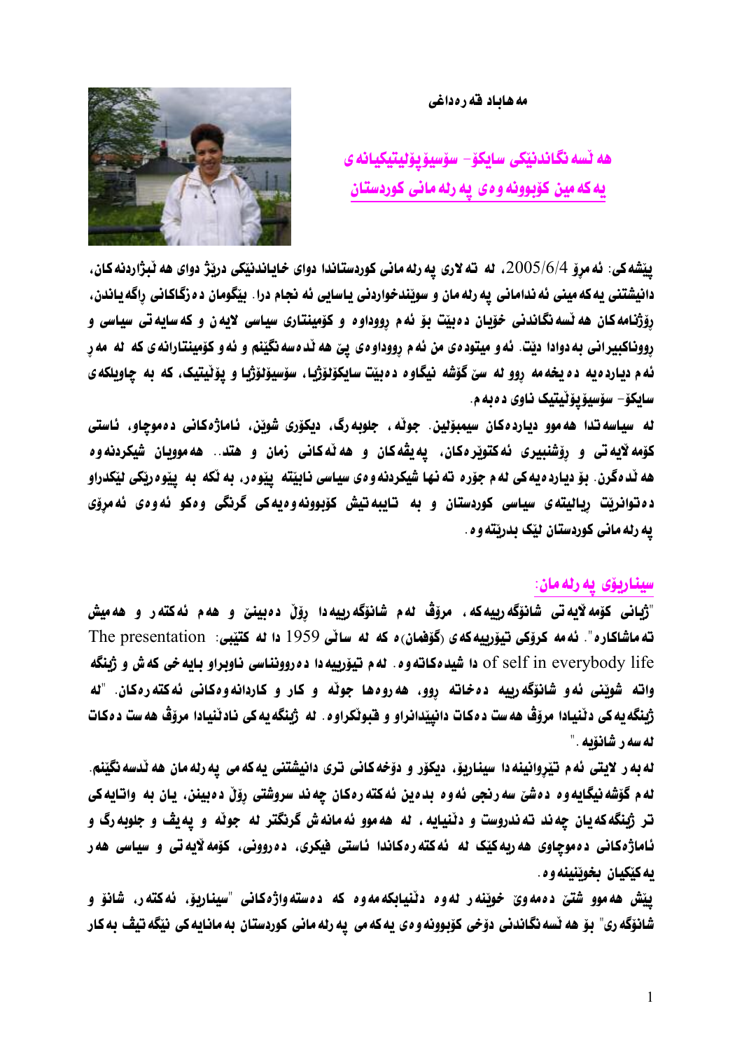مه‌هاباد قه‌ره‌داغی

## هه‌ڵسه‌نگاندنێکی سایکۆ- سۆسیۆپۆلیتیکیانه‌ی یه‌که‌مین کۆبوونه‌وه‌ی په‌رله‌مانی کوردستان

**پێشه‌کی**: ئه‌مڕۆ 2005/6/4، له‌ ته‌لاری په‌رله‌مانی کوردستاندا دوای خایاندنێکی درێژ دوای هه‌ڵبژاردنه‌کان، دانیشتنی یه‌که‌مینی ئه‌ندامانی په‌رله‌مان و سوێندخواردنی یاسایی ئه‌نجام درا. بێگومان ده‌زگاکانی ڕاگه‌یاندن، ڕۆژنامه‌کان هه‌ڵسه‌نگاندنی خۆیان ده‌بێت بۆ ئه‌م ڕووداوه‌ و کۆمێنتاری سیاسی لایه‌ن و که‌سایه‌تی سیاسی و ڕووناکبیرانی به‌دوادا دێت. ئه‌و میتوده‌ی من ئه‌م ڕووداوه‌ی پێ هه‌ڵده‌سه‌نگێنم و ئه‌و کۆمێنتارانه‌ی که‌ له‌ مه‌ڕ ئه‌م دیارده‌یه‌ ده‌یخه‌مه‌ ڕوو له‌ سێ گۆشه‌ نیگاوه‌ ده‌بێت سایکۆلۆژیا، سۆسیۆلۆژیا و پۆلیتیک، که‌ به‌ چاویلکه‌ی سایکۆ- سۆسیۆپۆلیتیک ناوی ده‌به‌م.

له‌ سیاسه‌تدا هه‌موو دیارده‌کان سیمبۆلین. جوڵه‌، جلوبه‌رگ، دیکۆری شوێن، ئاماژه‌کانی ده‌موچاو، ئاستی کۆمه‌لایه‌تی و ڕۆشنبیری ئه‌کتوێره‌کان، په‌یڤه‌کان و هه‌ڵه‌کانی زمان و هتد.. هه‌موویان شیکردنه‌وه‌ هه‌ڵده‌گرن. بۆ دیارده‌یه‌کی له‌م جۆره‌ ته‌نها شیکردنه‌وه‌ی سیاسی نابێته‌ پێوه‌ر، به‌ڵکه‌ به‌ پێوه‌رێکی لێکدراو ده‌توانرێت ڕیالیته‌ی سیاسی کوردستان و به‌ تایبه‌تیش کۆبوونه‌وه‌یه‌کی گرنگی وه‌کو ئه‌وه‌ی ئه‌مڕۆی په‌رله‌مانی کوردستان لێک بدرێته‌وه‌.

### سیناریۆی په‌رله‌مان:

"ژیانی کۆمه‌لایه‌تی شانۆگه‌رییه‌که‌، مرۆڤ له‌م شانۆگه‌رییه‌دا ڕۆڵ ده‌بینێ و هه‌م ئه‌کته‌ر و هه‌میش ته‌ماشاکاره‌". ئه‌مه‌ کرۆکی تیۆرییه‌که‌ی (گۆفمان)ه‌ که‌ له‌ ساڵی 1959 دا له‌ کتێبی: The presentation of self in everybody life دا شیده‌کاته‌وه‌. له‌م تیۆرییه‌دا ده‌روونناسی ناوبراو بایه‌خی که‌ش و ژینگه‌ واته‌ شوێنی ئه‌و شانۆگه‌رییه‌ ده‌خاته‌ ڕوو، هه‌روه‌ها جوڵه‌ و کار و کاردانه‌وه‌کانی ئه‌کته‌ره‌کان. "له‌ ژینگه‌یه‌کی دڵنیادا مرۆڤ هه‌ست ده‌کات دانپێدانراو و قبوڵکراوه‌. له‌ ژینگه‌یه‌کی نادڵنیادا مرۆڤ هه‌ست ده‌کات له‌سه‌ر شانۆیه‌."

له‌به‌ر لایتی ئه‌م تێڕوانینه‌دا سیناریۆ، دیکۆر و دۆخه‌کانی تری دانیشتنی یه‌که‌می په‌رله‌مان هه‌ڵده‌سه‌نگێنم. له‌م گۆشه‌ نیگایه‌وه‌ ده‌شێ سه‌رنجی ئه‌وه‌ بده‌ین ئه‌کته‌ره‌کان چه‌ند سروشتی ڕۆڵ ده‌بینن، یان به‌ واتایه‌کی تر ژینگه‌که‌یان چه‌ند ته‌ندروست و دڵنیایه‌، له‌ هه‌موو ئه‌مانه‌ش گرنگتر له‌ جوڵه‌ و په‌یڤ و جلوبه‌رگ و ئاماژه‌کانی ده‌موچاوی هه‌ریه‌کێک له‌ ئه‌کته‌ره‌کاندا ئاستی فیکری، ده‌روونی، کۆمه‌لایه‌تی و سیاسی هه‌ر یه‌کێکیان بخوێنینه‌وه‌.

پێش هه‌موو شتێ ده‌مه‌وێ خوێنه‌ر له‌وه‌ دڵنیابکه‌مه‌وه‌ که‌ ده‌سته‌واژه‌کانی "سیناریۆ، ئه‌کته‌ر، شانۆ و شانۆگه‌ری" بۆ هه‌ڵسه‌نگاندنی دۆخی کۆبوونه‌وه‌ی یه‌که‌می په‌رله‌مانی کوردستان به‌مانایه‌کی نێگه‌تیڤ به‌کار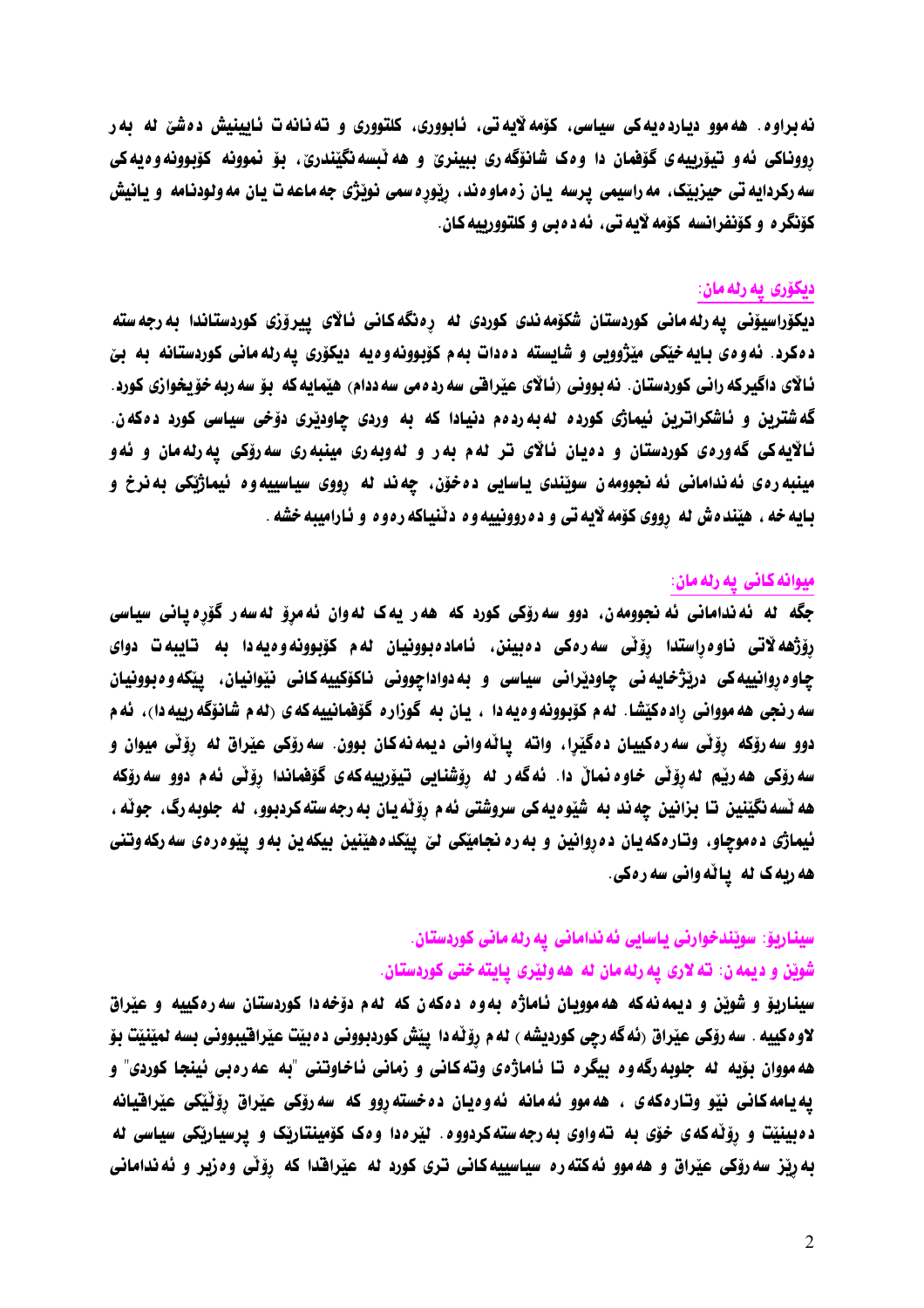نەبراوە. هەموو دیاردەیەکی سیاسی، کۆمەلایەتی، ئابووری، کلتووری و تەنانەت ئایینیش دەشێ لە بەر رووناکی ئەو تیۆرییەی گۆفمان دا وەک شانۆگەری ببینرێ و هەلبسەنگێندرێ، بۆ نموونە کۆبوونەوەیەکی سەرکردایەتی حیزبێک، مەراسیمی پرسە یان زەماوەند، رێورەسمی نوێژی جەماعەت یان مەولودنامە و یانیش کۆنگرە و کۆنفرانسە کۆمەلایەتی، ئەدەبی و کلتوورییەکان.

## دیکۆری پەرلەمان:

دیکۆراسیۆنی پەرلەمانی کوردستان شکۆمەندی کوردی لە رەنگەکانی ئالای پیرۆزی کوردستاندا بەرجەستە دەکرد. ئەوەی بایەخێکی مێژوویی و شایستە دەدات بەم کۆبوونەوەیە دیکۆری پەرلەمانی کوردستانە بە بێ ئالای داگیرکەرانی کوردستان. نەبوونی (ئالای عێراقی سەردەمی سەددام) هێمایەکە بۆ سەربەخۆیخوازی کورد. گەشترین و ئاشکراترین ئیماژی کوردە لەبەردەم دنیادا کە بە وردی چاودێری دۆخی سیاسی کورد دەکەن. ئالایەکی گەورەی کوردستان و دەیان ئالای تر لەم بەر و لەوبەری مینبەری سەرۆکی پەرلەمان و ئەو مینبەرەی ئەندامانی ئەنجوومەن سوێندی یاسایی دەخۆن، چەند لە رووی سیاسییەوە ئیماژێکی بەنرخ و بایەخە، هێندەش لە رووی کۆمەلایەتی و دەروونییەوە دڵنیاکەرەوە و ئارامیبەخشە.

## میوانەکانی پەرلەمان:

جگە لە ئەندامانی ئەنجوومەن، دوو سەرۆکی کورد کە هەر یەک لەوان ئەمرۆ لەسەر گۆرەپانی سیاسی رۆژهەلاتی ناوەراستدا رۆلی سەرەکی دەبینن، ئامادەبوونیان لەم کۆبوونەوەیەدا بە تایبەت دوای چاوەروانییەکی درێژخایەنی چاودێرانی سیاسی و بەدواداچوونی ناکۆکییەکانی نێوانیان، پێکەوەبوونیان سەرنجی هەمووانی رادەکێشا. لەم کۆبوونەوەیەدا ، یان بە گوزارەی گۆفمانییەکەی (لەم شانۆگەرییەدا)، ئەم دوو سەرۆکە رۆلی سەرەکییان دەگێرا، واتە پالەوانی دیمەنەکان بوون. سەرۆکی عێراق لە رۆلی میوان و سەرۆکی هەرێم لەرۆلی خاوەنمال دا. ئەگەر لە رۆشنایی تیۆرییەکەی گۆفماندا رۆلی ئەم دوو سەرۆکە هەلسەنگێنین تا بزانین چەند بە شێوەیەکی سروشتی ئەم رۆلانەیان بەرجەستەکردبوو، لە جلوبەرگ، جوڵە، ئیماژی دەموچاو، وتارەکەیان دەروانین و بەرەنجامێکی لێ پێکدەهێنین بیکەین بەو پێوەرەی سەرکەوتنی هەریەک لە پالەوانی سەرەکی.

### سیناریۆ: سوێندخوارنی یاسایی ئەندامانی پەرلەمانی کوردستان.

### شوێن و دیمەن: تەلاری پەرلەمان لە هەولێری پایتەختی کوردستان.

سیناریۆ و شوێن و دیمەنەکە هەموویان ئاماژە بەوە دەکەن کە لەم دۆخەدا کوردستان سەرەکییە و عێراق لاوەکییە. سەرۆکی عێراق (ئەگەرچی کوردیشە) لەم رۆلەدا پێش کوردبوونی دەبێت عێراقیبوونی بسەلمێنێت بۆ هەمووان بۆیە لە جلوبەرگەوە بیگرە تا ئاماژەی وتەکانی و زمانی ئاخاوتنی "بە عەرەبی ئینجا کوردی" و پەیامەکانی نێو وتارەکەی ، هەموو ئەمانە ئەوەیان دەختەروو کە سەرۆکی عێراق رۆلێکی عێراقیانە دەبینێت و رۆلەکەی خۆی بە تەواوی بەرجەستەکردووە. لێرەدا وەک کۆمینتارێک و پرسیارێکی سیاسی لە بەرێز سەرۆکی عێراق و هەموو ئەکتەرە سیاسییەکانی تری کورد لە عێراقدا کە رۆلی وەزیر و ئەندامانی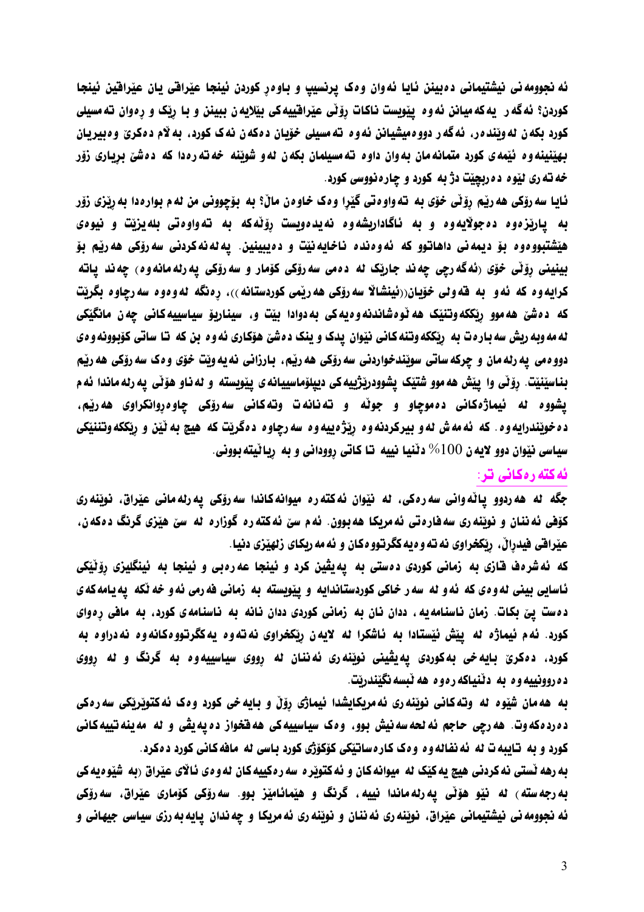ئەنجوومەنی نیشتیمانی دەبینن ئایا ئەوان وەک پرنسیپ و باوەڕ کوردن ئینجا عێراقی یان عێراقین ئینجا کوردن؟ ئەگەر یەکەمیانن ئەوە پێویست ناکات ڕۆڵی عێراقییەکی بێلایەن ببینن و با ڕێک و ڕەوان تەمسیلی کورد بکەن لەوێندەر، ئەگەر دووەمیشیانن ئەوە تەمسیلی خۆیان دەکەن نەک کورد، بەڵام دەکرێ وەبیریان بهێنینەوە ئێمەی کورد متمانەمان بەوان داوە تەمسیلمان بکەن لەو شوێنە خەتەرەدا کە دەشێ بڕیاری زۆر خەتەری لێوە دەربچێت دژ بە کورد و چارەنووسی کورد.

ئایا سەرۆکی هەرێم ڕۆڵی خۆی بە تەواوەتی گێڕا وەک خاوەن ماڵ؟ بە بۆچوونی من لەم بوارەدا بە ڕێزی زۆر بە پارێزەوە دەجوڵایەوە و بە ئاگادارییشەوە نەیدەویست ڕۆڵەکە بە تەواوەتی بلەیزێت و نیوەی هێشتبوووەوە بۆ دیمەنی داهاتوو کە ئەوەندە ناخایەنێت و دەیبینین. پەلەنەکردنی سەرۆکی هەرێم بۆ بینینی ڕۆڵی خۆی (ئەگەرچی چەند جارێک لە دەمی سەرۆکی کۆمار و سەرۆکی پەرلەمانەوە) چەند پاتە کرایەوە کە ئەو بە قەولی خۆیان((ئینشاڵا سەرۆکی هەرێمی کوردستانە))، ڕەنگە لەوەوە سەرچاوە بگرێت کە دەشێ هەموو ڕێککەوتنێک هەڵوەشاندنەوەیەکی بەدوادا بێت و، سیناریۆ سیاسییەکانی چەن مانگێکی لەمەوبەریش سەبارەت بە ڕێککەوتنەکانی نێوان پدک و ینک دەشێ هۆکاری ئەوە بن کە تا ساتی کۆبوونەوەی دووەمی پەرلەمان و چرکەساتی سوێندخواردنی سەرۆکی هەرێم، بارزانی نەیەوێت خۆی وەک سەرۆکی هەرێم بناسێنێت. ڕۆڵی وا پێش هەموو شتێک پشووردرێژییەکی دیپلۆماسییانەی پێویستە و لەناو هۆڵی پەرلەماندا ئەم پشووە لە ئیماژەکانی دەموچاو و جوڵە و تەنانەت وتەکانی سەرۆکی چاوەڕوانکراوی هەرێم، دەخوێندرایەوە. کە ئەمەش لەو بیرکردنەوە ڕێژەییەوە سەرچاوە دەگرێت کە هیچ بەڵێن و ڕێککەوتنێکی سیاسی نێوان دوو لایەن $100\%$ دڵنیا نییە تا کاتی ڕوودانی و بە ڕیالێتەبوونی.

## ئەکتەرەکانی تر:

جگە لە هەردوو پاڵەوانی سەرەکی، لە نێوان ئەکتەرە میوانەکاندا سەرۆکی پەرلەمانی عێراق، نوێنەری کۆفی ئەننان و نوێنەری سەفارەتی ئەمریکا هەبوون. ئەم سێ ئەکتەرە گوزارە لە سێ هێزی گرنگ دەکەن، عێراقی فیدراڵ، ڕێکخراوی نەتەوەیەکگرتووەکان و ئەمەریکای زلهێزی دنیا.

کە ئەشرەف قازی بە زمانی کوردی دەستی بە پەیڤین کرد و ئینجا عەرەبی و ئینجا بە ئینگلیزی ڕۆڵێکی ئاسایی بینی لەوەی کە ئەو لە سەر خاکی کوردستاندایە و پێویستە بە زمانی فەرمی ئەو خەڵکە پەیامەکەی دەست پێ بکات. زمان ناسنامەیە، ددان نان بە زمانی کوردی ددان نانە بە ناسنامەی کورد، بە مافی ڕەوای کورد. ئەم ئیماژە لە پێش ئێستادا بە ئاشکرا لە لایەن ڕێکخراوی نەتەوە یەکگرتووەکانەوە نەدراوە بە کورد، دەکرێ بایەخی بەکوردی پەیڤینی نوێنەری ئەننان لە ڕووی سیاسییەوە بە گرنگ و لە ڕووی دەروونییەوە بە دڵنیاکەرەوە هەڵبسەنگێندرێت.

بە هەمان شێوە لە وتەکانی نوێنەری ئەمریکایشدا ئیماژی ڕۆڵ و بایەخی کورد وەک ئەکتوێرێکی سەرەکی دەردەکەوت. هەرچی حاجم ئەلحەسەنیش بوو، وەک سیاسییەکی هەڤخواز دەپەیڤی و لە مەینەتییەکانی کورد و بە تایبەت لە ئەنفالەوە وەک کارەساتێکی کۆکوژی کورد باسی لە مافەکانی کورد دەکرد.

بەرهەڵستی نەکردنی هیچ یەکێک لە میوانەکان و ئەکتوێرە سەرەکییەکان لەوەی ئاڵای عێراق (بە شێوەیەکی بەرچەستە) لە نێو هۆڵی پەرلەماندا نییە، گرنگ و هێمائامێز بوو. سەرۆکی کۆماری عێراق، سەرۆکی ئەنجوومەنی نیشتیمانی عێراق، نوێنەری ئەننان و نوێنەری ئەمریکا و چەندان پایەبەرزی سیاسی جیهانی و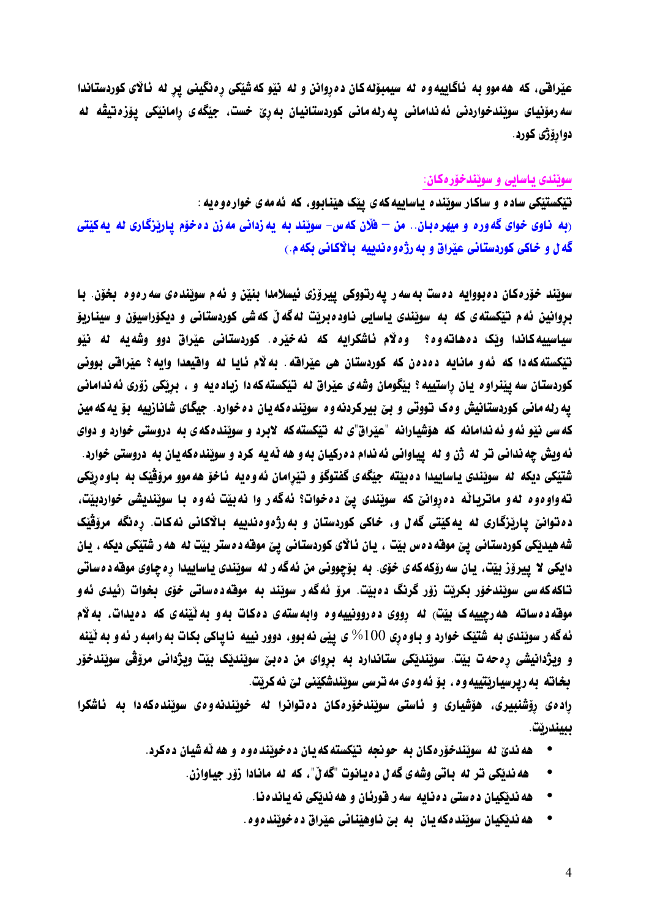عێراقی، کە هەموو بە ئاگاییەوە لە سیمبۆلەکان دەڕوانن و لە نێو کەشێکی ڕەنگینی پڕ لە ئاڵای کوردستاندا سەرمۆنیای سوێندخواردنی ئەندامانی پەرلەمانی کوردستانیان بەڕێ خست، جێگەی ڕامانێکی پۆزەتیڤە لە دوارۆژی کورد.

## سوێندی یاسایی و سوێندخۆرەکان:

**تێکستێکی سادە و ساکار سوێندە یاساییەکەی پێک هێنابوو، کە ئەمەی خوارەوەیە:**

**(بە ناوی خوای گەورە و میهرەبان.. من – فلان کەس- سوێند بە یەزدانی مەزن دەخۆم پارێزگاری لە یەکێتی گەل و خاکی کوردستانی عێراق و بەرژەوەندییە باڵاکانی بکەم.)**

**سوێند خۆرەکان دەبوویە دەست بەسەر پەرتووکی پیرۆزی ئیسلامدا بنێن و ئەم سوێندەی سەرەوە بخۆن. با بڕوانین ئەم تێکستەی کە بە سوێندی یاسایی ناودەبرێت لەگەڵ کەشی کوردستانی و دیکۆراسیۆن و سیناریۆ سیاسییەکاندا وێک دەهاتەوە؟ وەڵام ئاشکرایە کە نەخێرە. کوردستانی عێراق دوو وشەیە لە نێو تێکستەکەدا کە ئەو مانایە دەدەن کە کوردستان هی عێراقە. بەڵام ئایا لە واقیعدا وایە؟ عێراقی بوونی کوردستان سەپێنراوە یان ڕاستییە؟ بێگومان وشەی عێراق لە تێکستەکەدا زیادەیە و، بڕێکی زۆری ئەندامانی پەرلەمانی کوردستانیش وەک تووتی و بێ بیرکردنەوە سوێندەکەیان دەخوارد. جێگای شانازییە بۆ یەکەمین کەسی نێو ئەو ئەندامانە کە هۆشیارانە "عێراق"ی لە تێکستەکە لابرد و سوێندەکەی بە دروستی خوارد و دوای ئەویش چەندانی تر لە ژن و لە پیاوانی ئەندام دەرکیان بەو هەڵەیە کرد و سوێندەکەیان بە دروستی خوارد. شتێکی دیکە لە سوێندی یاساییدا دەبێتە جێگەی گفتوگۆ و تێڕامان ئەوەیە ئاخۆ هەموو مرۆڤێک بە باوەڕێکی تەواوەوە لەو ماتریاڵە دەڕوانێ کە سوێندی پێ دەخوات؟ ئەگەر وا نەبێت ئەوە با سوێندیشی خواردبێت، دەتوانێ پارێزگاری لە یەکێتی گەل و، خاکی کوردستان و بەرژەوەندییە باڵاکانی نەکات. ڕەنگە مرۆڤێک شەهیدێکی کوردستانی پێ موقەدەس بێت، یان ئاڵای کوردستانی پێ موقەدەستر بێت لە هەر شتێکی دیکە، یان دایکی لا پیرۆز بێت، یان سەرۆکەکەی خۆی. بە بۆچوونی من ئەگەر لە سوێندی یاساییدا ڕەچاوی موقەدەساتی تاکەکەسی سوێندخۆر بکرێت زۆر گرنگ دەبێت. مرۆ ئەگەر سوێند بە موقەدەساتی خۆی بخوات (ئیدی ئەو موقەدەساتە هەرچییەک بێت) لە ڕووی دەروونییەوە وابەستەی دەکات بەو بەڵێنەی کە دەیدات، بەڵام ئەگەر سوێندی بە شتێک خوارد و باوەڕی $100\%$ ی پێی نەبوو، دوور نییە ناپاکی بکات بەرامبەر ئەو بەڵێنە و ویژدانیشی ڕەحەت بێت. سوێندێکی ستاندارد بە بڕوای من دەبێ سوێندێک بێت ویژدانی مرۆڤی سوێندخۆر بخاتە بەرپرسیارێتییەوە، بۆ ئەوەی مەترسی سوێندشکێنی لێ نەکرێت.**

**ڕادەی ڕۆشنبیری، هۆشیاری و ئاستی سوێندخۆرەکان دەتوانرا لە خوێندنەوەی سوێندەکەدا بە ئاشکرا ببیندرێت.**

- **هەندێ لە سوێندخۆرەکان بە جونجە تێکستەکەیان دەخوێندەوە و هەڵەشیان دەکرد.**
- **هەندێکی تر لە باتی وشەی گەل دەیانوت "گەڵ"، کە لە مانادا زۆر جیاوازن.**
- **هەندێکیان دەستی دەنایە سەر قورئان و هەندێکی نەیاندەنا.**
- **هەندێکیان سوێندەکەیان بە بێ ناوهێنانی عێراق دەخوێندەوە.**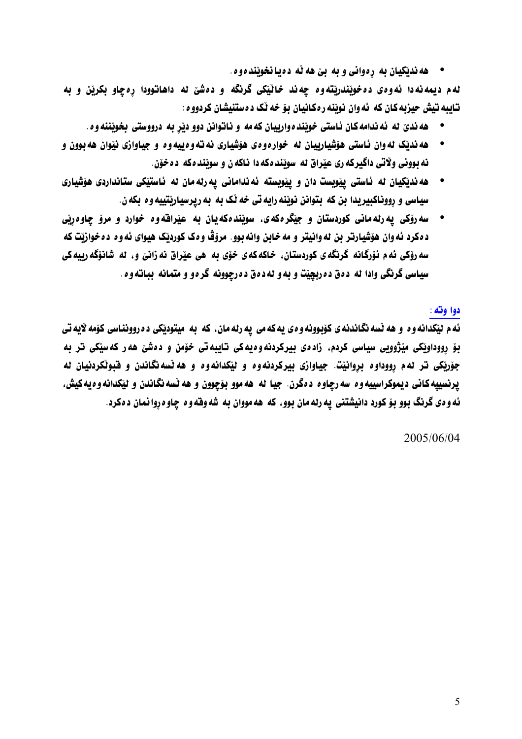- هەندێکیان بە ڕەوانی و بە بێ هەڵە دەیا نخوێندەوە.

لەم دیمەنەدا ئەوەی دەخوێندرێتەوە چەند خاڵێکی گرنگە و دەشێ لە داهاتوودا ڕەچاو بکرێن و بە تایبەتیش حیزبەکان کە ئەوان نوێنەرەکانیان بۆ خەڵک دەستنیشان کردووە:

- هەندێ لە ئەندامەکان ئاستی خوێندەوارییان کەمە و ناتوانن دوو دێڕ بە دروستی بخوێننەوە.
- هەندێک لەوان ئاستی هۆشیارییان لە خوارەوەی هۆشیاری نەتەوەییەوە و جیاوازی نێوان هەبوون و نەبوونی وڵاتی داگیرکەری عێراق لە سوێندەکەدا ناکەن و سوێندەکە دەخۆن.
- هەندێکیان لە ئاستی پێویست دان و پێویستە ئەندامانی پەرلەمان لە ئاستێکی ستانداردی هۆشیاری سیاسی و ڕووناکبیریدا بن کە بتوانن نوێنەرایەتی خەڵک بە بەرپرسیارێتییەوە بکەن.
- سەرۆکی پەرلەمانی کوردستان و جێگرەکەی، سوێندەکەیان بە عێراقەوە خوارد و مرۆ چاوەڕێی دەکرد ئەوان هۆشیارتر بن لەوانیتر و مەخابن وانەبوو. مرۆڤ وەک کوردێک هیوای ئەوە دەخوازێت کە سەرۆکی ئەم ئۆرگانە گرنگەی کوردستان، خاکەکەی خۆی بە هی عێراق نەزانێ و، لە شانۆگەرییەکی سیاسی گرنگی وادا لە دەق دەربچێت و بەو لەدەق دەرچوونە گرەو و متمانە بباتەوە.

**دوا وتە:**

ئەم لێکدانەوە و هەڵسەنگاندنەی کۆبوونەوەی یەکەمی پەرلەمان، کە بە میتودێکی دەروونناسی کۆمەڵایەتی بۆ ڕووداوێکی مێژوویی سیاسی کردم، زادەی بیرکردنەوەیەکی تایبەتی خۆمن و دەشێ هەر کەسێکی تر بە جۆرێکی تر لەم ڕووداوە بڕوانێت. جیاوازی بیرکردنەوە و لێکدانەوە و هەڵسەنگاندن و قبوڵکردنیان لە پرنسیپەکانی دیموکراسییەوە سەرچاوە دەگرن. جیا لە هەموو بۆچوون و هەڵسەنگاندن و لێکدانەوەیەکیش، ئەوەی گرنگ بوو بۆ کورد دانیشتنی پەرلەمان بوو، کە هەمووان بە شەوقەوە چاوەڕوانمان دەکرد.

2005/06/04